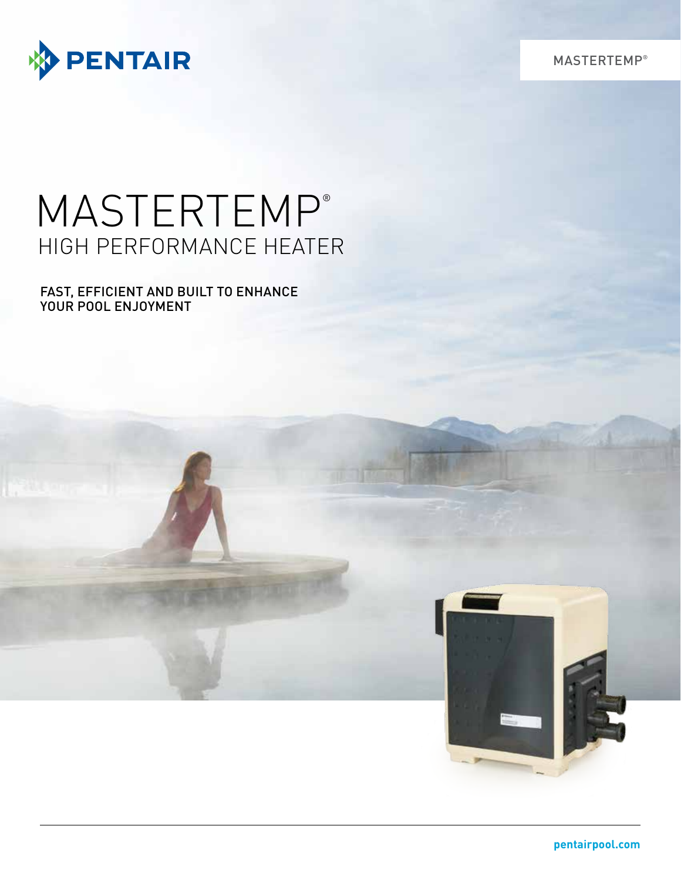PENTAIR

MASTERTEMP®

# MASTERTEMP®
## HIGH PERFORMANCE HEATER

FAST, EFFICIENT AND BUILT TO ENHANCE YOUR POOL ENJOYMENT

pentairpool.com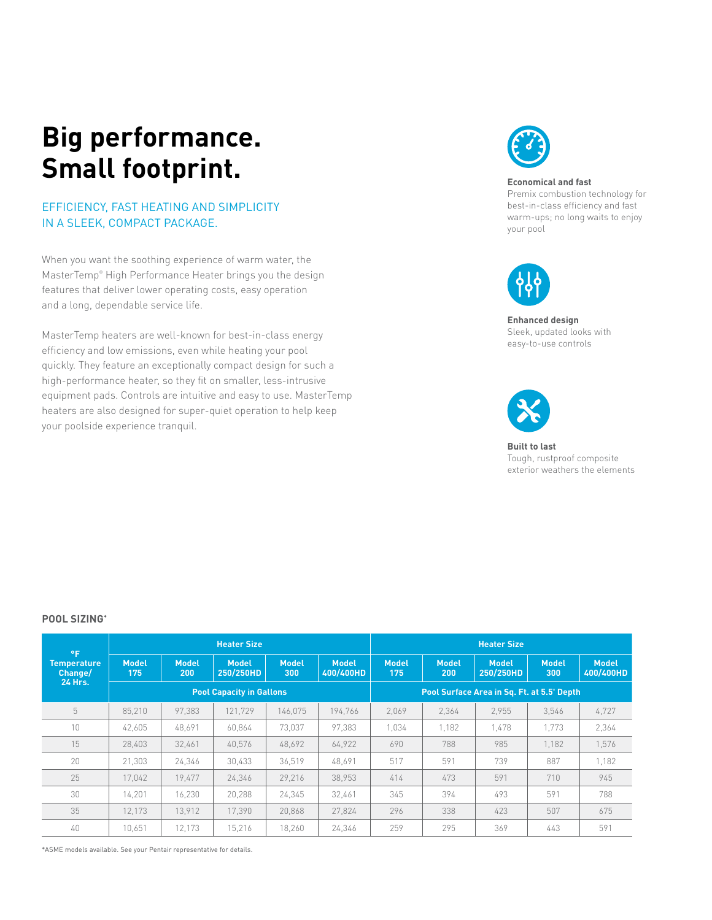# Big performance. Small footprint.

EFFICIENCY, FAST HEATING AND SIMPLICITY IN A SLEEK, COMPACT PACKAGE.

When you want the soothing experience of warm water, the MasterTemp® High Performance Heater brings you the design features that deliver lower operating costs, easy operation and a long, dependable service life.

MasterTemp heaters are well-known for best-in-class energy efficiency and low emissions, even while heating your pool quickly. They feature an exceptionally compact design for such a high-performance heater, so they fit on smaller, less-intrusive equipment pads. Controls are intuitive and easy to use. MasterTemp heaters are also designed for super-quiet operation to help keep your poolside experience tranquil.

**Economical and fast**
Premix combustion technology for best-in-class efficiency and fast warm-ups; no long waits to enjoy your pool

**Enhanced design**
Sleek, updated looks with easy-to-use controls

**Built to last**
Tough, rustproof composite exterior weathers the elements

**POOL SIZING***

| °F Temperature Change/ 24 Hrs. | Heater Size | | | | | Heater Size | | | | |
|---|---|---|---|---|---|---|---|---|---|---|
| | Model 175 | Model 200 | Model 250/250HD | Model 300 | Model 400/400HD | Model 175 | Model 200 | Model 250/250HD | Model 300 | Model 400/400HD |
| | Pool Capacity in Gallons | | | | | Pool Surface Area in Sq. Ft. at 5.5' Depth | | | | |
| 5 | 85,210 | 97,383 | 121,729 | 146,075 | 194,766 | 2,069 | 2,364 | 2,955 | 3,546 | 4,727 |
| 10 | 42,605 | 48,691 | 60,864 | 73,037 | 97,383 | 1,034 | 1,182 | 1,478 | 1,773 | 2,364 |
| 15 | 28,403 | 32,461 | 40,576 | 48,692 | 64,922 | 690 | 788 | 985 | 1,182 | 1,576 |
| 20 | 21,303 | 24,346 | 30,433 | 36,519 | 48,691 | 517 | 591 | 739 | 887 | 1,182 |
| 25 | 17,042 | 19,477 | 24,346 | 29,216 | 38,953 | 414 | 473 | 591 | 710 | 945 |
| 30 | 14,201 | 16,230 | 20,288 | 24,345 | 32,461 | 345 | 394 | 493 | 591 | 788 |
| 35 | 12,173 | 13,912 | 17,390 | 20,868 | 27,824 | 296 | 338 | 423 | 507 | 675 |
| 40 | 10,651 | 12,173 | 15,216 | 18,260 | 24,346 | 259 | 295 | 369 | 443 | 591 |

*ASME models available. See your Pentair representative for details.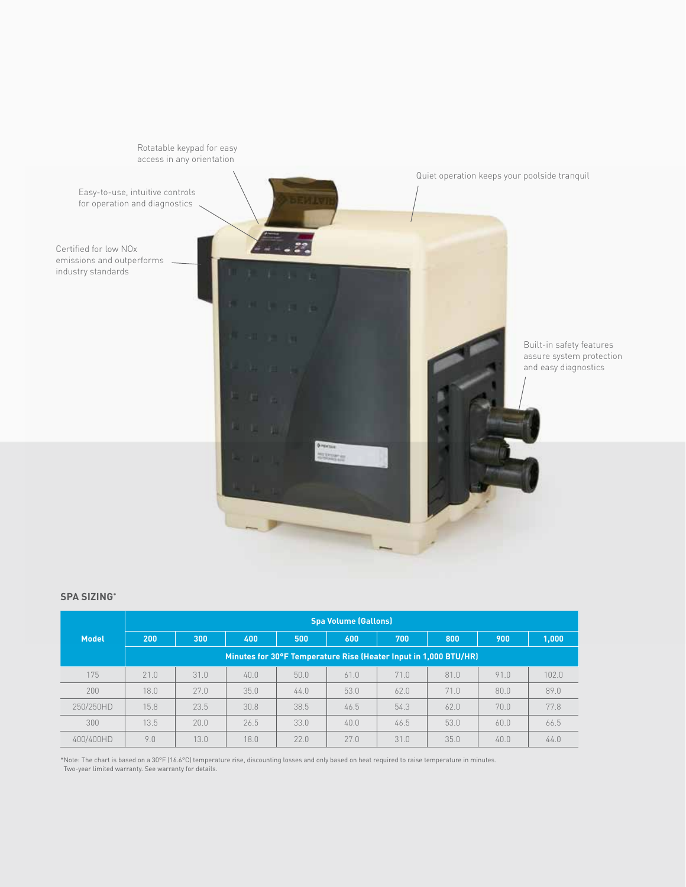Rotatable keypad for easy access in any orientation

Easy-to-use, intuitive controls for operation and diagnostics

Quiet operation keeps your poolside tranquil

Certified for low NOx emissions and outperforms industry standards

Built-in safety features assure system protection and easy diagnostics

## SPA SIZING*

| Model | Spa Volume (Gallons) | | | | | | | | |
|---|---|---|---|---|---|---|---|---|---|
| | 200 | 300 | 400 | 500 | 600 | 700 | 800 | 900 | 1,000 |
| | Minutes for 30°F Temperature Rise (Heater Input in 1,000 BTU/HR) | | | | | | | | |
| 175 | 21.0 | 31.0 | 40.0 | 50.0 | 61.0 | 71.0 | 81.0 | 91.0 | 102.0 |
| 200 | 18.0 | 27.0 | 35.0 | 44.0 | 53.0 | 62.0 | 71.0 | 80.0 | 89.0 |
| 250/250HD | 15.8 | 23.5 | 30.8 | 38.5 | 46.5 | 54.3 | 62.0 | 70.0 | 77.8 |
| 300 | 13.5 | 20.0 | 26.5 | 33.0 | 40.0 | 46.5 | 53.0 | 60.0 | 66.5 |
| 400/400HD | 9.0 | 13.0 | 18.0 | 22.0 | 27.0 | 31.0 | 35.0 | 40.0 | 44.0 |

*Note: The chart is based on a 30°F (16.6°C) temperature rise, discounting losses and only based on heat required to raise temperature in minutes.
Two-year limited warranty. See warranty for details.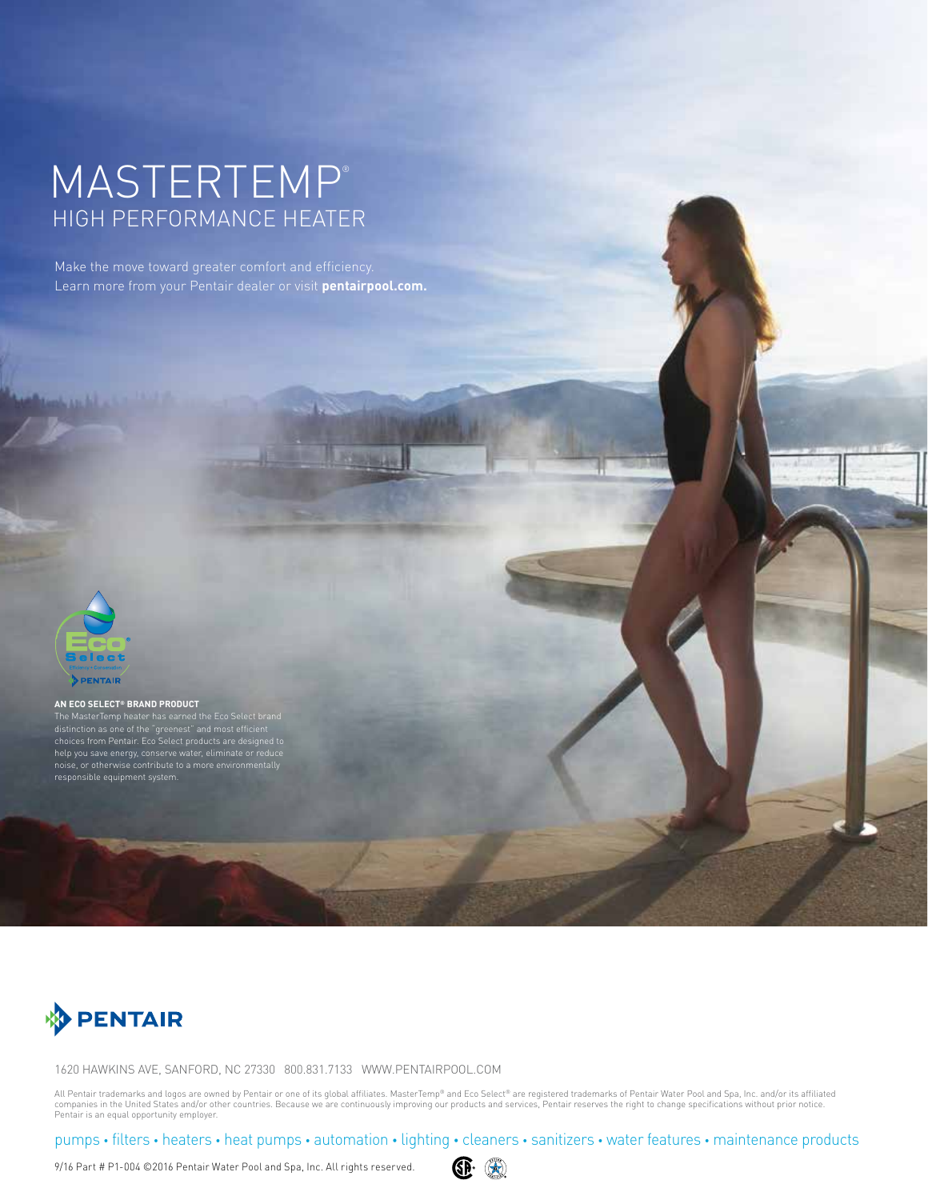# MASTERTEMP®

## HIGH PERFORMANCE HEATER

Make the move toward greater comfort and efficiency.
Learn more from your Pentair dealer or visit **pentairpool.com.**

**AN ECO SELECT® BRAND PRODUCT**

The MasterTemp heater has earned the Eco Select brand distinction as one of the "greenest" and most efficient choices from Pentair. Eco Select products are designed to help you save energy, conserve water, eliminate or reduce noise, or otherwise contribute to a more environmentally responsible equipment system.

**PENTAIR**

1620 HAWKINS AVE, SANFORD, NC 27330 800.831.7133 WWW.PENTAIRPOOL.COM

All Pentair trademarks and logos are owned by Pentair or one of its global affiliates. MasterTemp® and Eco Select® are registered trademarks of Pentair Water Pool and Spa, Inc. and/or its affiliated companies in the United States and/or other countries. Because we are continuously improving our products and services, Pentair reserves the right to change specifications without prior notice. Pentair is an equal opportunity employer.

pumps • filters • heaters • heat pumps • automation • lighting • cleaners • sanitizers • water features • maintenance products

9/16 Part # P1-004 ©2016 Pentair Water Pool and Spa, Inc. All rights reserved.